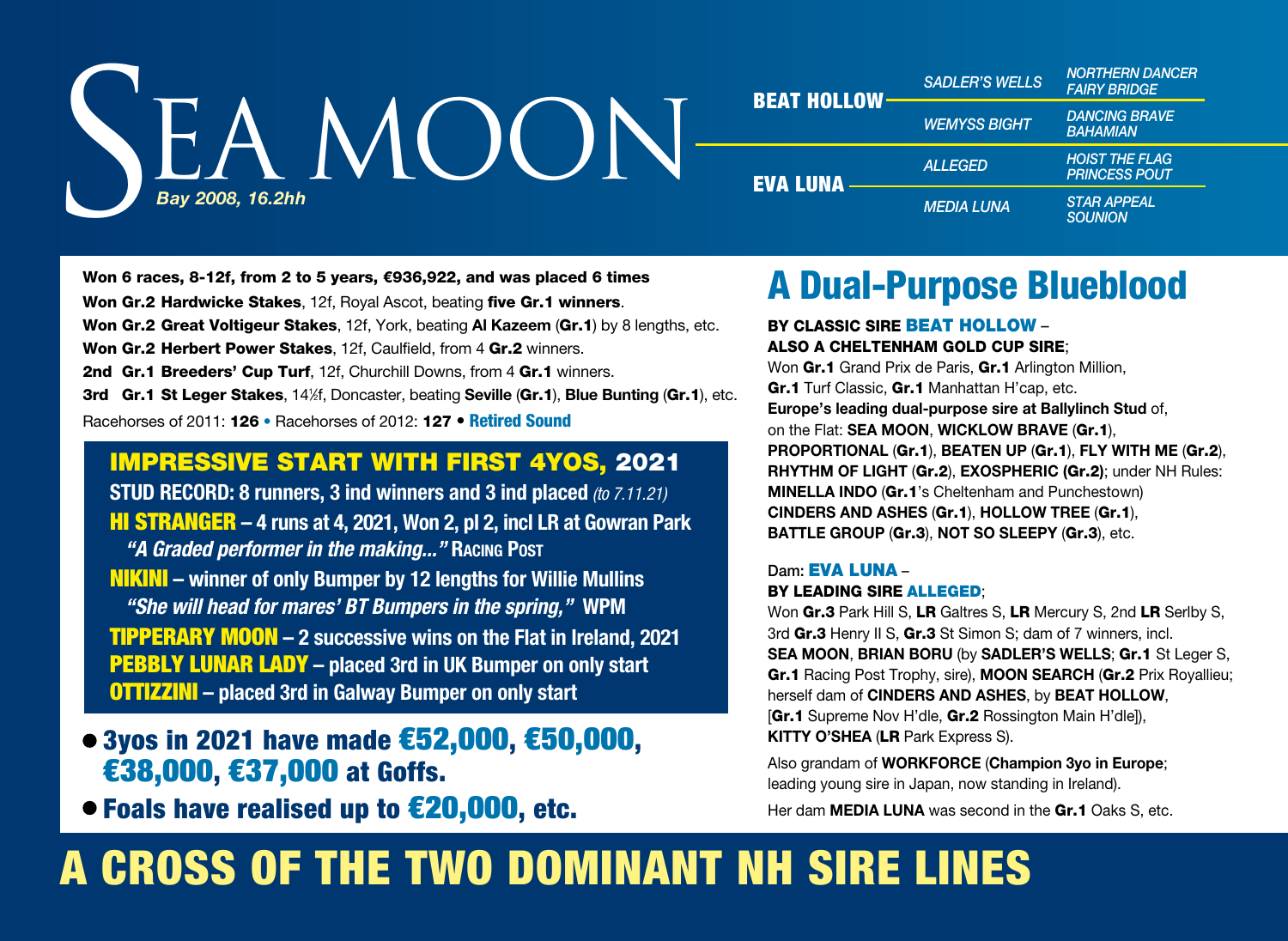# SEA MOON

*Bay 2008, 16.2hh*

| | | |
|---|---|---|
| **BEAT HOLLOW** | *SADLER'S WELLS* | *NORTHERN DANCER* *FAIRY BRIDGE* |
| | *WEMYSS BIGHT* | *DANCING BRAVE* *BAHAMIAN* |
| **EVA LUNA** | *ALLEGED* | *HOIST THE FLAG* *PRINCESS POUT* |
| | *MEDIA LUNA* | *STAR APPEAL* *SOUNION* |

**Won 6 races, 8-12f, from 2 to 5 years, €936,922, and was placed 6 times**

**Won Gr.2 Hardwicke Stakes**, 12f, Royal Ascot, beating **five Gr.1 winners**.

**Won Gr.2 Great Voltigeur Stakes**, 12f, York, beating **Al Kazeem** (**Gr.1**) by 8 lengths, etc.

**Won Gr.2 Herbert Power Stakes**, 12f, Caulfield, from 4 **Gr.2** winners.

**2nd Gr.1 Breeders' Cup Turf**, 12f, Churchill Downs, from 4 **Gr.1** winners.

**3rd Gr.1 St Leger Stakes**, 14½f, Doncaster, beating **Seville** (**Gr.1**), **Blue Bunting** (**Gr.1**), etc.

Racehorses of 2011: **126** • Racehorses of 2012: **127** • **Retired Sound**

## IMPRESSIVE START WITH FIRST 4YOS, 2021

**STUD RECORD: 8 runners, 3 ind winners and 3 ind placed** *(to 7.11.21)*

**HI STRANGER – 4 runs at 4, 2021, Won 2, pl 2, incl LR at Gowran Park**
***"A Graded performer in the making..."* Racing Post**

**NIKINI – winner of only Bumper by 12 lengths for Willie Mullins**
***"She will head for mares' BT Bumpers in the spring,"* WPM**

**TIPPERARY MOON – 2 successive wins on the Flat in Ireland, 2021**

**PEBBLY LUNAR LADY – placed 3rd in UK Bumper on only start**

**OTTIZZINI – placed 3rd in Galway Bumper on only start**

- **3yos in 2021 have made €52,000, €50,000, €38,000, €37,000 at Goffs.**
- **Foals have realised up to €20,000, etc.**

## A Dual-Purpose Blueblood

**BY CLASSIC SIRE BEAT HOLLOW – ALSO A CHELTENHAM GOLD CUP SIRE**;
Won **Gr.1** Grand Prix de Paris, **Gr.1** Arlington Million, **Gr.1** Turf Classic, **Gr.1** Manhattan H'cap, etc.
**Europe's leading dual-purpose sire at Ballylinch Stud** of, on the Flat: **SEA MOON**, **WICKLOW BRAVE** (**Gr.1**), **PROPORTIONAL** (**Gr.1**), **BEATEN UP** (**Gr.1**), **FLY WITH ME** (**Gr.2**), **RHYTHM OF LIGHT** (**Gr.2**), **EXOSPHERIC (Gr.2)**; under NH Rules: **MINELLA INDO** (**Gr.1**'s Cheltenham and Punchestown) **CINDERS AND ASHES** (**Gr.1**), **HOLLOW TREE** (**Gr.1**), **BATTLE GROUP** (**Gr.3**), **NOT SO SLEEPY** (**Gr.3**), etc.

Dam: **EVA LUNA – BY LEADING SIRE ALLEGED**;
Won **Gr.3** Park Hill S, **LR** Galtres S, **LR** Mercury S, 2nd **LR** Serlby S, 3rd **Gr.3** Henry II S, **Gr.3** St Simon S; dam of 7 winners, incl. **SEA MOON**, **BRIAN BORU** (by **SADLER'S WELLS**; **Gr.1** St Leger S, **Gr.1** Racing Post Trophy, sire), **MOON SEARCH** (**Gr.2** Prix Royallieu; herself dam of **CINDERS AND ASHES**, by **BEAT HOLLOW**, [**Gr.1** Supreme Nov H'dle, **Gr.2** Rossington Main H'dle]), **KITTY O'SHEA** (**LR** Park Express S).

Also grandam of **WORKFORCE** (**Champion 3yo in Europe**; leading young sire in Japan, now standing in Ireland).

Her dam **MEDIA LUNA** was second in the **Gr.1** Oaks S, etc.

## A CROSS OF THE TWO DOMINANT NH SIRE LINES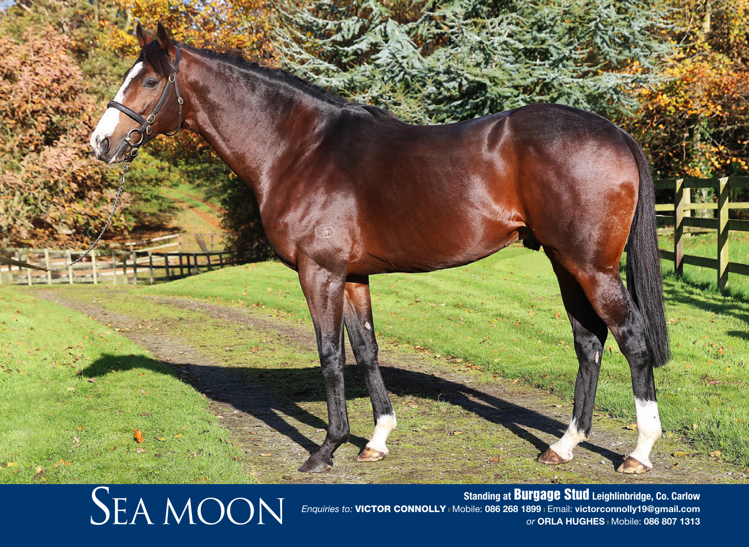# SEA MOON

**Standing at Burgage Stud** Leighlinbridge, Co. Carlow

*Enquiries to:* **VICTOR CONNOLLY** | Mobile: **086 268 1899** | Email: **victorconnolly19@gmail.com**
*or* **ORLA HUGHES** | Mobile: **086 807 1313**